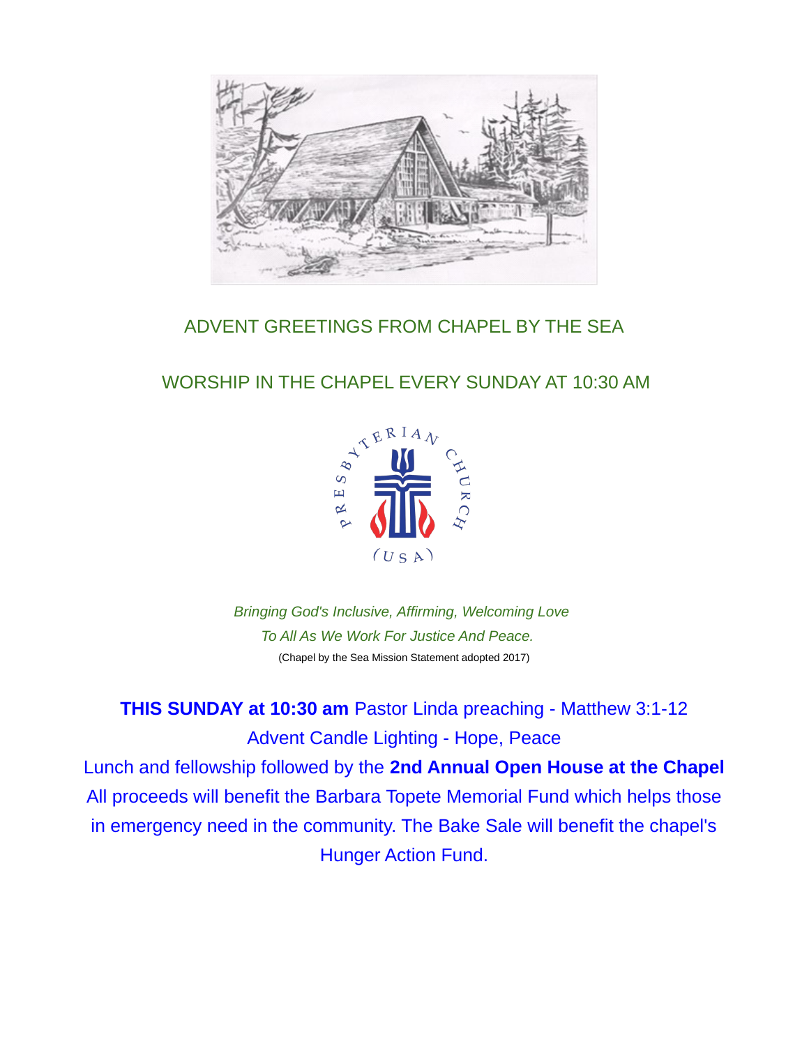# ADVENT GREETINGS FROM CHAPEL BY THE SEA

## WORSHIP IN THE CHAPEL EVERY SUNDAY AT 10:30 AM

*Bringing God's Inclusive, Affirming, Welcoming Love*
*To All As We Work For Justice And Peace.*
(Chapel by the Sea Mission Statement adopted 2017)

**THIS SUNDAY at 10:30 am** Pastor Linda preaching - Matthew 3:1-12
Advent Candle Lighting - Hope, Peace
Lunch and fellowship followed by the **2nd Annual Open House at the Chapel**
All proceeds will benefit the Barbara Topete Memorial Fund which helps those in emergency need in the community. The Bake Sale will benefit the chapel's Hunger Action Fund.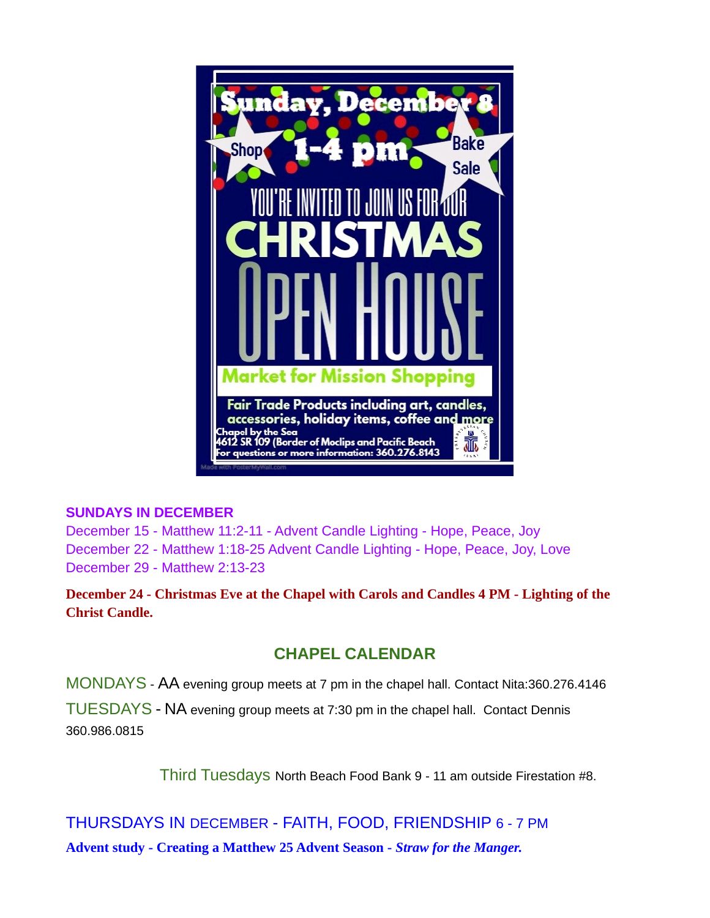Sunday, December 8

Shop

1-4 pm

Bake Sale

YOU'RE INVITED TO JOIN US FOR OUR

CHRISTMAS

OPEN HOUSE

Market for Mission Shopping

Fair Trade Products including art, candles, accessories, holiday items, coffee and more

Chapel by the Sea
4612 SR 109 (Border of Moclips and Pacific Beach
For questions or more information: 360.276.8143

**SUNDAYS IN DECEMBER**

December 15 - Matthew 11:2-11 - Advent Candle Lighting - Hope, Peace, Joy
December 22 - Matthew 1:18-25 Advent Candle Lighting - Hope, Peace, Joy, Love
December 29 - Matthew 2:13-23

**December 24 - Christmas Eve at the Chapel with Carols and Candles 4 PM - Lighting of the Christ Candle.**

## CHAPEL CALENDAR

MONDAYS - AA evening group meets at 7 pm in the chapel hall. Contact Nita:360.276.4146

TUESDAYS - NA evening group meets at 7:30 pm in the chapel hall. Contact Dennis 360.986.0815

Third Tuesdays North Beach Food Bank 9 - 11 am outside Firestation #8.

THURSDAYS IN DECEMBER - FAITH, FOOD, FRIENDSHIP 6 - 7 PM

**Advent study - Creating a Matthew 25 Advent Season - *Straw for the Manger.***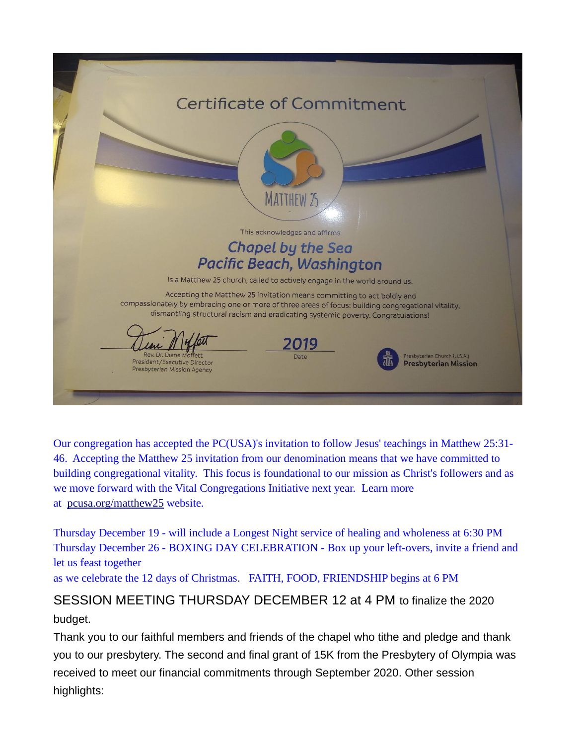Certificate of Commitment

MATTHEW 25

This acknowledges and affirms

**Chapel by the Sea**
**Pacific Beach, Washington**

is a Matthew 25 church, called to actively engage in the world around us.

Accepting the Matthew 25 invitation means committing to act boldly and compassionately by embracing one or more of three areas of focus: building congregational vitality, dismantling structural racism and eradicating systemic poverty. Congratulations!

Rev. Dr. Diane Moffett
President/Executive Director
Presbyterian Mission Agency

2019
Date

Presbyterian Church (U.S.A.)
**Presbyterian Mission**

Our congregation has accepted the PC(USA)'s invitation to follow Jesus' teachings in Matthew 25:31-46. Accepting the Matthew 25 invitation from our denomination means that we have committed to building congregational vitality. This focus is foundational to our mission as Christ's followers and as we move forward with the Vital Congregations Initiative next year. Learn more at pcusa.org/matthew25 website.

Thursday December 19 - will include a Longest Night service of healing and wholeness at 6:30 PM
Thursday December 26 - BOXING DAY CELEBRATION - Box up your left-overs, invite a friend and let us feast together
as we celebrate the 12 days of Christmas. FAITH, FOOD, FRIENDSHIP begins at 6 PM

SESSION MEETING THURSDAY DECEMBER 12 at 4 PM to finalize the 2020 budget.

Thank you to our faithful members and friends of the chapel who tithe and pledge and thank you to our presbytery. The second and final grant of 15K from the Presbytery of Olympia was received to meet our financial commitments through September 2020. Other session highlights: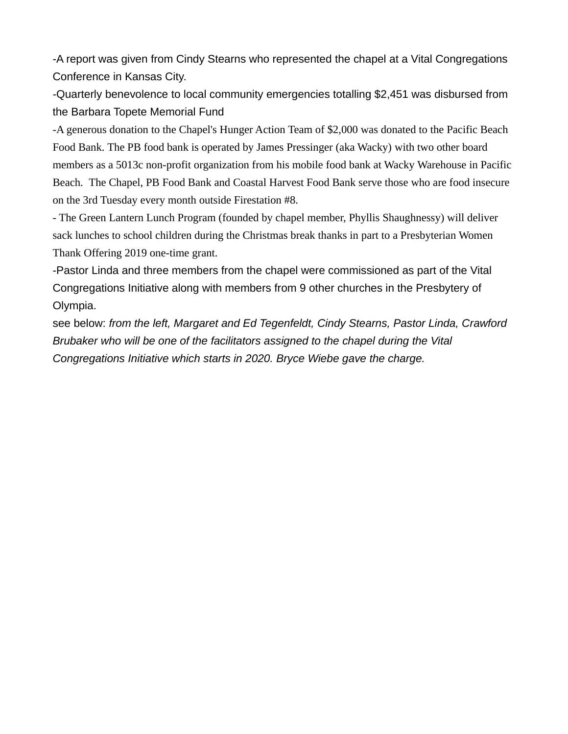-A report was given from Cindy Stearns who represented the chapel at a Vital Congregations Conference in Kansas City.

-Quarterly benevolence to local community emergencies totalling $2,451 was disbursed from the Barbara Topete Memorial Fund

-A generous donation to the Chapel's Hunger Action Team of $2,000 was donated to the Pacific Beach Food Bank. The PB food bank is operated by James Pressinger (aka Wacky) with two other board members as a 5013c non-profit organization from his mobile food bank at Wacky Warehouse in Pacific Beach. The Chapel, PB Food Bank and Coastal Harvest Food Bank serve those who are food insecure on the 3rd Tuesday every month outside Firestation #8.

- The Green Lantern Lunch Program (founded by chapel member, Phyllis Shaughnessy) will deliver sack lunches to school children during the Christmas break thanks in part to a Presbyterian Women Thank Offering 2019 one-time grant.

-Pastor Linda and three members from the chapel were commissioned as part of the Vital Congregations Initiative along with members from 9 other churches in the Presbytery of Olympia.

see below: *from the left, Margaret and Ed Tegenfeldt, Cindy Stearns, Pastor Linda, Crawford Brubaker who will be one of the facilitators assigned to the chapel during the Vital Congregations Initiative which starts in 2020. Bryce Wiebe gave the charge.*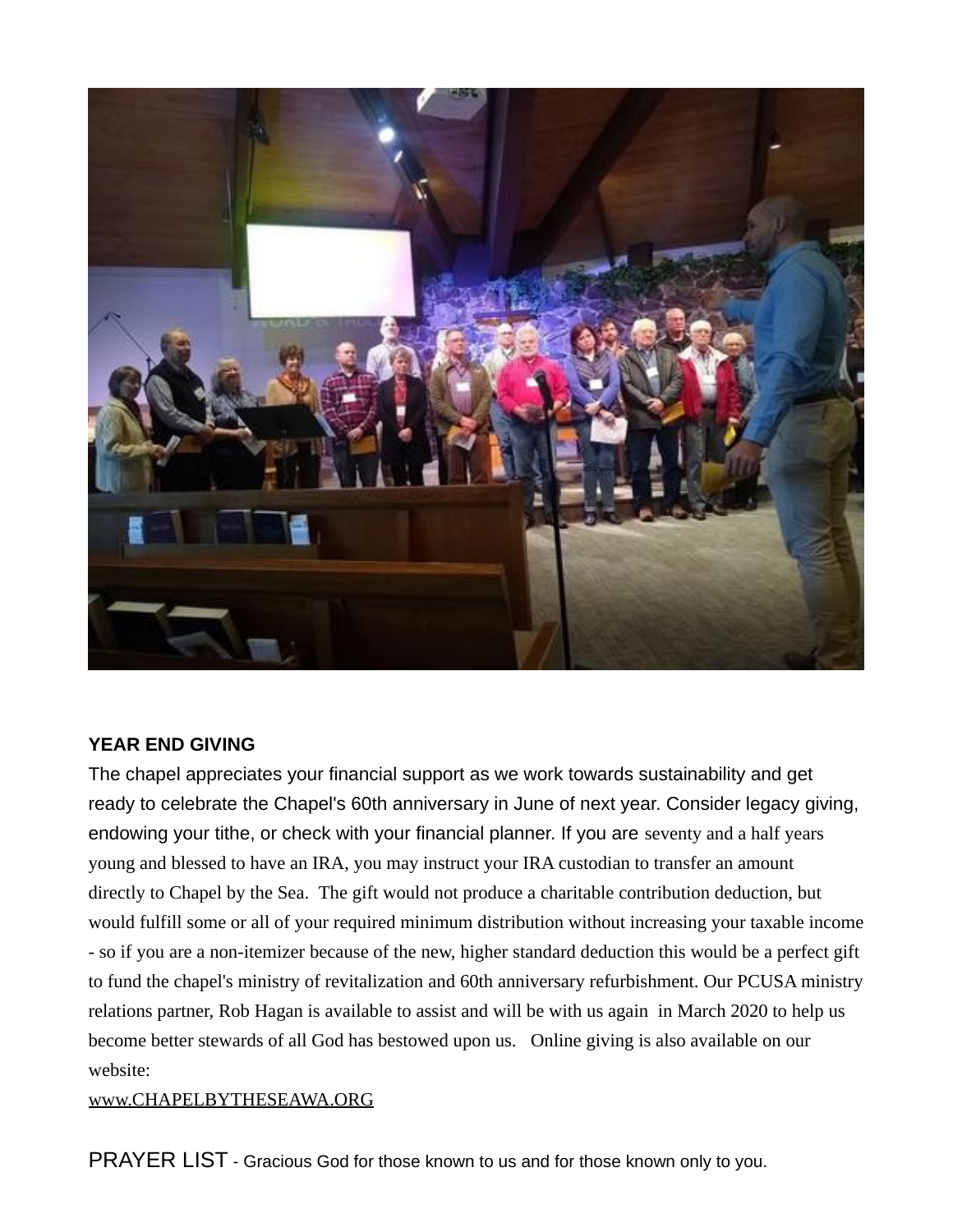**YEAR END GIVING**

The chapel appreciates your financial support as we work towards sustainability and get ready to celebrate the Chapel's 60th anniversary in June of next year. Consider legacy giving, endowing your tithe, or check with your financial planner. If you are seventy and a half years young and blessed to have an IRA, you may instruct your IRA custodian to transfer an amount directly to Chapel by the Sea. The gift would not produce a charitable contribution deduction, but would fulfill some or all of your required minimum distribution without increasing your taxable income - so if you are a non-itemizer because of the new, higher standard deduction this would be a perfect gift to fund the chapel's ministry of revitalization and 60th anniversary refurbishment. Our PCUSA ministry relations partner, Rob Hagan is available to assist and will be with us again in March 2020 to help us become better stewards of all God has bestowed upon us. Online giving is also available on our website:

www.CHAPELBYTHESEAWA.ORG

PRAYER LIST - Gracious God for those known to us and for those known only to you.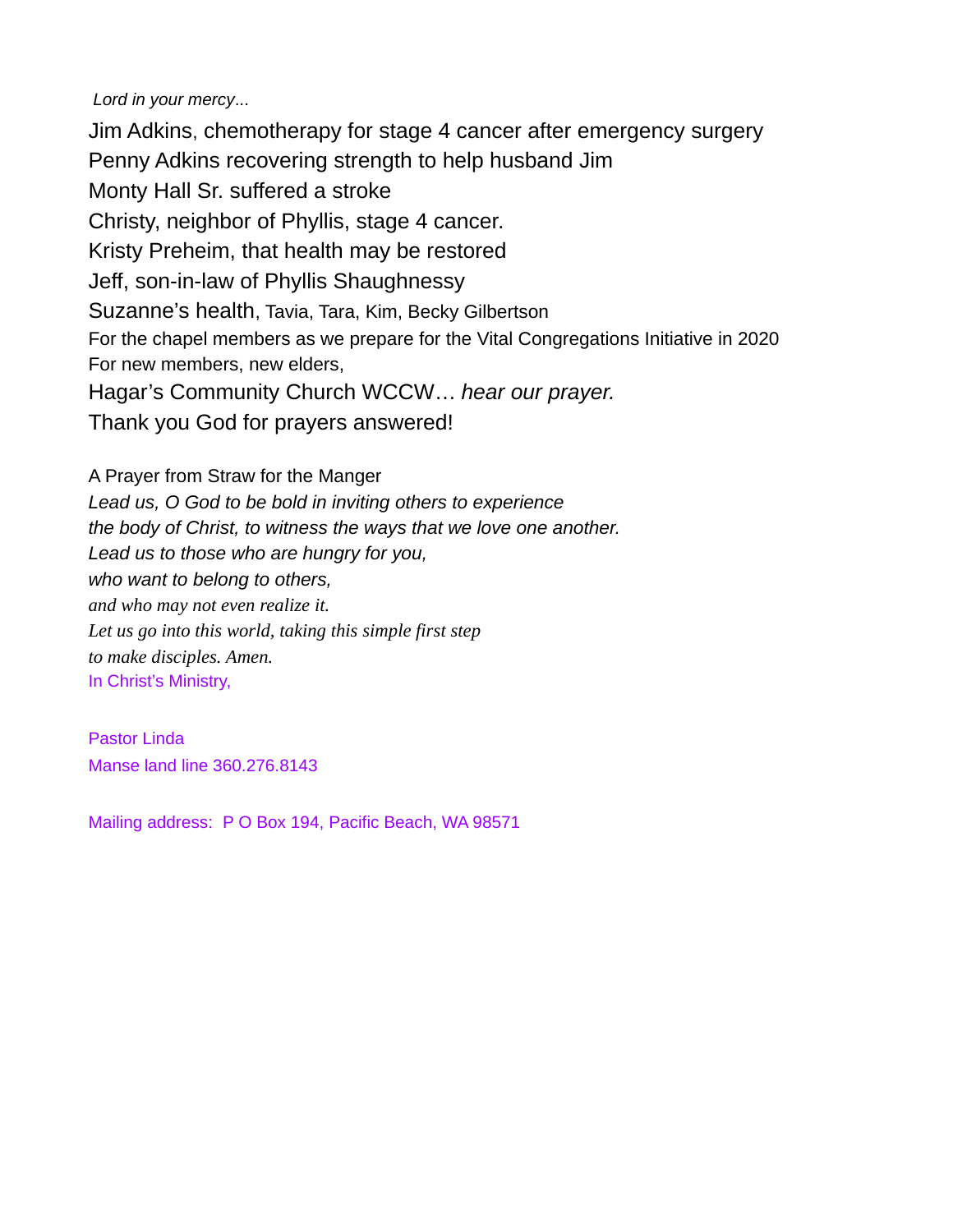*Lord in your mercy...*

Jim Adkins, chemotherapy for stage 4 cancer after emergency surgery
Penny Adkins recovering strength to help husband Jim
Monty Hall Sr. suffered a stroke
Christy, neighbor of Phyllis, stage 4 cancer.
Kristy Preheim, that health may be restored
Jeff, son-in-law of Phyllis Shaughnessy
Suzanne's health, Tavia, Tara, Kim, Becky Gilbertson
For the chapel members as we prepare for the Vital Congregations Initiative in 2020
For new members, new elders,
Hagar's Community Church WCCW… *hear our prayer.*
Thank you God for prayers answered!

A Prayer from Straw for the Manger
*Lead us, O God to be bold in inviting others to experience*
*the body of Christ, to witness the ways that we love one another.*
*Lead us to those who are hungry for you,*
*who want to belong to others,*
*and who may not even realize it.*
*Let us go into this world, taking this simple first step*
*to make disciples. Amen.*
In Christ's Ministry,

Pastor Linda
Manse land line 360.276.8143

Mailing address: P O Box 194, Pacific Beach, WA 98571